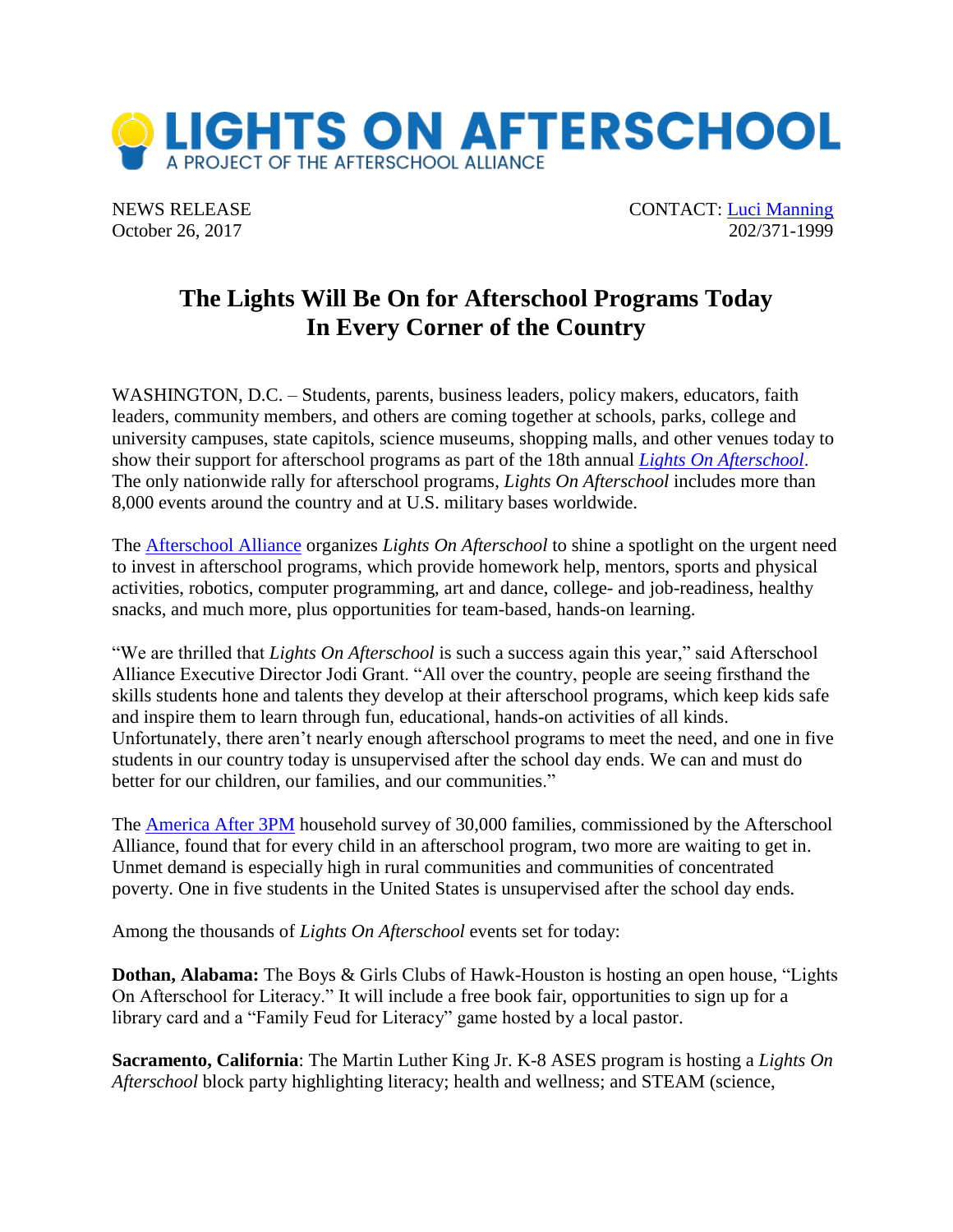# LIGHTS ON AFTERSCHOOL

A PROJECT OF THE AFTERSCHOOL ALLIANCE

NEWS RELEASE
October 26, 2017

CONTACT: Luci Manning
202/371-1999

## The Lights Will Be On for Afterschool Programs Today In Every Corner of the Country

WASHINGTON, D.C. – Students, parents, business leaders, policy makers, educators, faith leaders, community members, and others are coming together at schools, parks, college and university campuses, state capitols, science museums, shopping malls, and other venues today to show their support for afterschool programs as part of the 18th annual *Lights On Afterschool*. The only nationwide rally for afterschool programs, *Lights On Afterschool* includes more than 8,000 events around the country and at U.S. military bases worldwide.

The Afterschool Alliance organizes *Lights On Afterschool* to shine a spotlight on the urgent need to invest in afterschool programs, which provide homework help, mentors, sports and physical activities, robotics, computer programming, art and dance, college- and job-readiness, healthy snacks, and much more, plus opportunities for team-based, hands-on learning.

"We are thrilled that *Lights On Afterschool* is such a success again this year," said Afterschool Alliance Executive Director Jodi Grant. "All over the country, people are seeing firsthand the skills students hone and talents they develop at their afterschool programs, which keep kids safe and inspire them to learn through fun, educational, hands-on activities of all kinds. Unfortunately, there aren't nearly enough afterschool programs to meet the need, and one in five students in our country today is unsupervised after the school day ends. We can and must do better for our children, our families, and our communities."

The America After 3PM household survey of 30,000 families, commissioned by the Afterschool Alliance, found that for every child in an afterschool program, two more are waiting to get in. Unmet demand is especially high in rural communities and communities of concentrated poverty. One in five students in the United States is unsupervised after the school day ends.

Among the thousands of *Lights On Afterschool* events set for today:

**Dothan, Alabama:** The Boys & Girls Clubs of Hawk-Houston is hosting an open house, "Lights On Afterschool for Literacy." It will include a free book fair, opportunities to sign up for a library card and a "Family Feud for Literacy" game hosted by a local pastor.

**Sacramento, California**: The Martin Luther King Jr. K-8 ASES program is hosting a *Lights On Afterschool* block party highlighting literacy; health and wellness; and STEAM (science,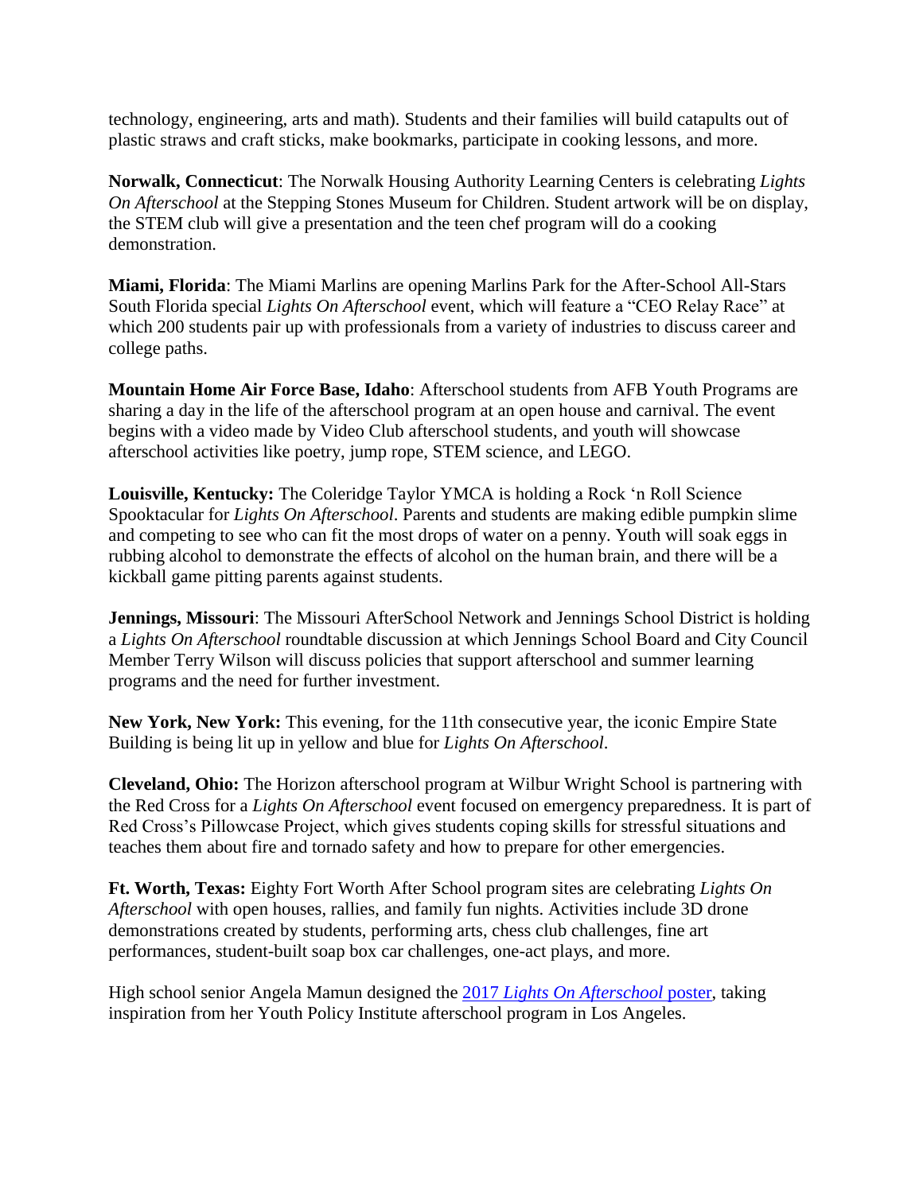technology, engineering, arts and math). Students and their families will build catapults out of plastic straws and craft sticks, make bookmarks, participate in cooking lessons, and more.

**Norwalk, Connecticut**: The Norwalk Housing Authority Learning Centers is celebrating *Lights On Afterschool* at the Stepping Stones Museum for Children. Student artwork will be on display, the STEM club will give a presentation and the teen chef program will do a cooking demonstration.

**Miami, Florida**: The Miami Marlins are opening Marlins Park for the After-School All-Stars South Florida special *Lights On Afterschool* event, which will feature a "CEO Relay Race" at which 200 students pair up with professionals from a variety of industries to discuss career and college paths.

**Mountain Home Air Force Base, Idaho**: Afterschool students from AFB Youth Programs are sharing a day in the life of the afterschool program at an open house and carnival. The event begins with a video made by Video Club afterschool students, and youth will showcase afterschool activities like poetry, jump rope, STEM science, and LEGO.

**Louisville, Kentucky:** The Coleridge Taylor YMCA is holding a Rock 'n Roll Science Spooktacular for *Lights On Afterschool*. Parents and students are making edible pumpkin slime and competing to see who can fit the most drops of water on a penny. Youth will soak eggs in rubbing alcohol to demonstrate the effects of alcohol on the human brain, and there will be a kickball game pitting parents against students.

**Jennings, Missouri**: The Missouri AfterSchool Network and Jennings School District is holding a *Lights On Afterschool* roundtable discussion at which Jennings School Board and City Council Member Terry Wilson will discuss policies that support afterschool and summer learning programs and the need for further investment.

**New York, New York:** This evening, for the 11th consecutive year, the iconic Empire State Building is being lit up in yellow and blue for *Lights On Afterschool*.

**Cleveland, Ohio:** The Horizon afterschool program at Wilbur Wright School is partnering with the Red Cross for a *Lights On Afterschool* event focused on emergency preparedness. It is part of Red Cross's Pillowcase Project, which gives students coping skills for stressful situations and teaches them about fire and tornado safety and how to prepare for other emergencies.

**Ft. Worth, Texas:** Eighty Fort Worth After School program sites are celebrating *Lights On Afterschool* with open houses, rallies, and family fun nights. Activities include 3D drone demonstrations created by students, performing arts, chess club challenges, fine art performances, student-built soap box car challenges, one-act plays, and more.

High school senior Angela Mamun designed the 2017 *Lights On Afterschool* poster, taking inspiration from her Youth Policy Institute afterschool program in Los Angeles.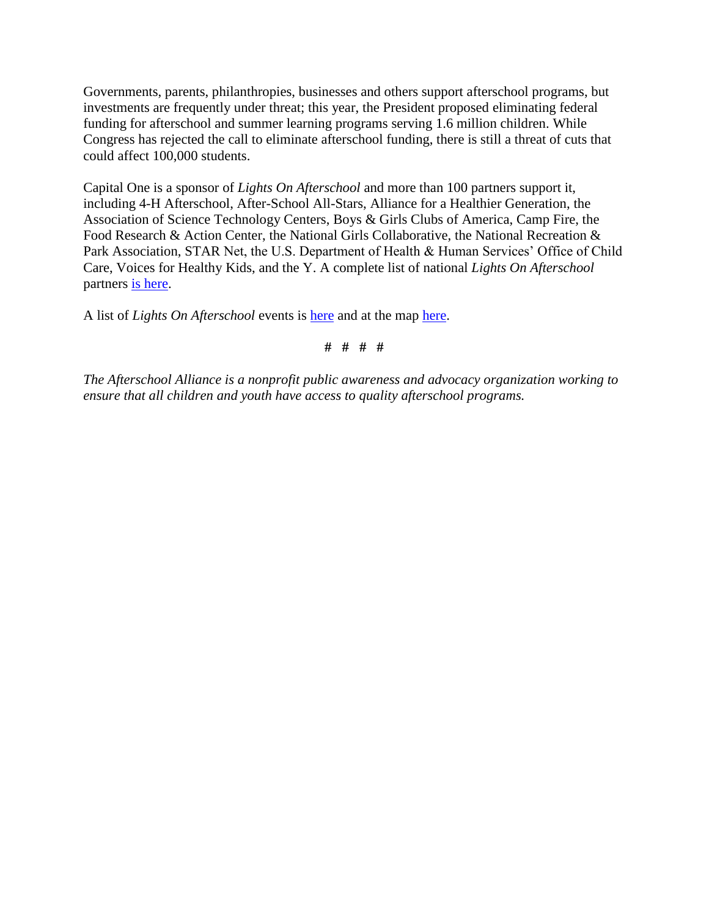Governments, parents, philanthropies, businesses and others support afterschool programs, but investments are frequently under threat; this year, the President proposed eliminating federal funding for afterschool and summer learning programs serving 1.6 million children. While Congress has rejected the call to eliminate afterschool funding, there is still a threat of cuts that could affect 100,000 students.

Capital One is a sponsor of *Lights On Afterschool* and more than 100 partners support it, including 4-H Afterschool, After-School All-Stars, Alliance for a Healthier Generation, the Association of Science Technology Centers, Boys & Girls Clubs of America, Camp Fire, the Food Research & Action Center, the National Girls Collaborative, the National Recreation & Park Association, STAR Net, the U.S. Department of Health & Human Services' Office of Child Care, Voices for Healthy Kids, and the Y. A complete list of national *Lights On Afterschool* partners is here.

A list of *Lights On Afterschool* events is here and at the map here.

# # # #

*The Afterschool Alliance is a nonprofit public awareness and advocacy organization working to ensure that all children and youth have access to quality afterschool programs.*